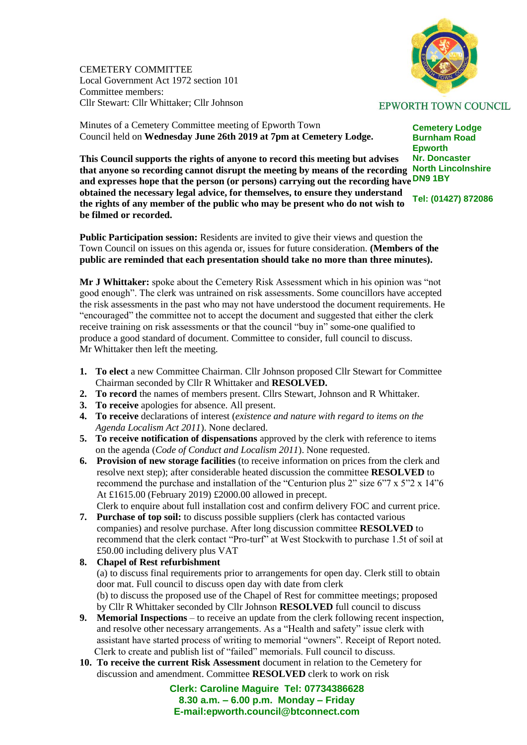CEMETERY COMMITTEE
Local Government Act 1972 section 101
Committee members:
Cllr Stewart: Cllr Whittaker; Cllr Johnson

EPWORTH TOWN COUNCIL

**Cemetery Lodge**
**Burnham Road**
**Epworth**
**Nr. Doncaster**
**North Lincolnshire**
**DN9 1BY**

**Tel: (01427) 872086**

Minutes of a Cemetery Committee meeting of Epworth Town Council held on **Wednesday June 26th 2019 at 7pm at Cemetery Lodge.**

**This Council supports the rights of anyone to record this meeting but advises that anyone so recording cannot disrupt the meeting by means of the recording and expresses hope that the person (or persons) carrying out the recording have obtained the necessary legal advice, for themselves, to ensure they understand the rights of any member of the public who may be present who do not wish to be filmed or recorded.**

**Public Participation session:** Residents are invited to give their views and question the Town Council on issues on this agenda or, issues for future consideration. **(Members of the public are reminded that each presentation should take no more than three minutes).**

**Mr J Whittaker:** spoke about the Cemetery Risk Assessment which in his opinion was "not good enough". The clerk was untrained on risk assessments. Some councillors have accepted the risk assessments in the past who may not have understood the document requirements. He "encouraged" the committee not to accept the document and suggested that either the clerk receive training on risk assessments or that the council "buy in" some-one qualified to produce a good standard of document. Committee to consider, full council to discuss. Mr Whittaker then left the meeting.

1. **To elect** a new Committee Chairman. Cllr Johnson proposed Cllr Stewart for Committee Chairman seconded by Cllr R Whittaker and **RESOLVED.**
2. **To record** the names of members present. Cllrs Stewart, Johnson and R Whittaker.
3. **To receive** apologies for absence. All present.
4. **To receive** declarations of interest (*existence and nature with regard to items on the Agenda Localism Act 2011*). None declared.
5. **To receive notification of dispensations** approved by the clerk with reference to items on the agenda (*Code of Conduct and Localism 2011*). None requested.
6. **Provision of new storage facilities** (to receive information on prices from the clerk and resolve next step); after considerable heated discussion the committee **RESOLVED** to recommend the purchase and installation of the "Centurion plus 2" size 6"7 x 5"2 x 14"6 At £1615.00 (February 2019) £2000.00 allowed in precept.
   Clerk to enquire about full installation cost and confirm delivery FOC and current price.
7. **Purchase of top soil:** to discuss possible suppliers (clerk has contacted various companies) and resolve purchase. After long discussion committee **RESOLVED** to recommend that the clerk contact "Pro-turf" at West Stockwith to purchase 1.5t of soil at £50.00 including delivery plus VAT
8. **Chapel of Rest refurbishment**
   (a) to discuss final requirements prior to arrangements for open day. Clerk still to obtain door mat. Full council to discuss open day with date from clerk
   (b) to discuss the proposed use of the Chapel of Rest for committee meetings; proposed by Cllr R Whittaker seconded by Cllr Johnson **RESOLVED** full council to discuss
9. **Memorial Inspections** – to receive an update from the clerk following recent inspection, and resolve other necessary arrangements. As a "Health and safety" issue clerk with assistant have started process of writing to memorial "owners". Receipt of Report noted. Clerk to create and publish list of "failed" memorials. Full council to discuss.
10. **To receive the current Risk Assessment** document in relation to the Cemetery for discussion and amendment. Committee **RESOLVED** clerk to work on risk

**Clerk: Caroline Maguire Tel: 07734386628**
**8.30 a.m. – 6.00 p.m. Monday – Friday**
**E-mail:epworth.council@btconnect.com**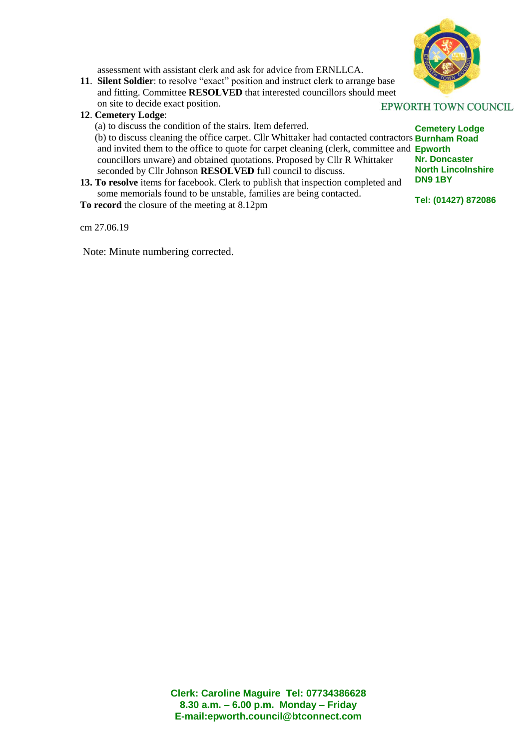assessment with assistant clerk and ask for advice from ERNLLCA.

**11**. **Silent Soldier**: to resolve "exact" position and instruct clerk to arrange base and fitting. Committee **RESOLVED** that interested councillors should meet on site to decide exact position.

**12**. **Cemetery Lodge**:

(a) to discuss the condition of the stairs. Item deferred.

(b) to discuss cleaning the office carpet. Cllr Whittaker had contacted contractors and invited them to the office to quote for carpet cleaning (clerk, committee and councillors unware) and obtained quotations. Proposed by Cllr R Whittaker seconded by Cllr Johnson **RESOLVED** full council to discuss.

**13. To resolve** items for facebook. Clerk to publish that inspection completed and some memorials found to be unstable, families are being contacted.

**To record** the closure of the meeting at 8.12pm

cm 27.06.19

Note: Minute numbering corrected.

EPWORTH TOWN COUNCIL

**Cemetery Lodge**
**Burnham Road**
**Epworth**
**Nr. Doncaster**
**North Lincolnshire**
**DN9 1BY**

**Tel: (01427) 872086**

**Clerk: Caroline Maguire Tel: 07734386628**
**8.30 a.m. – 6.00 p.m. Monday – Friday**
**E-mail:epworth.council@btconnect.com**